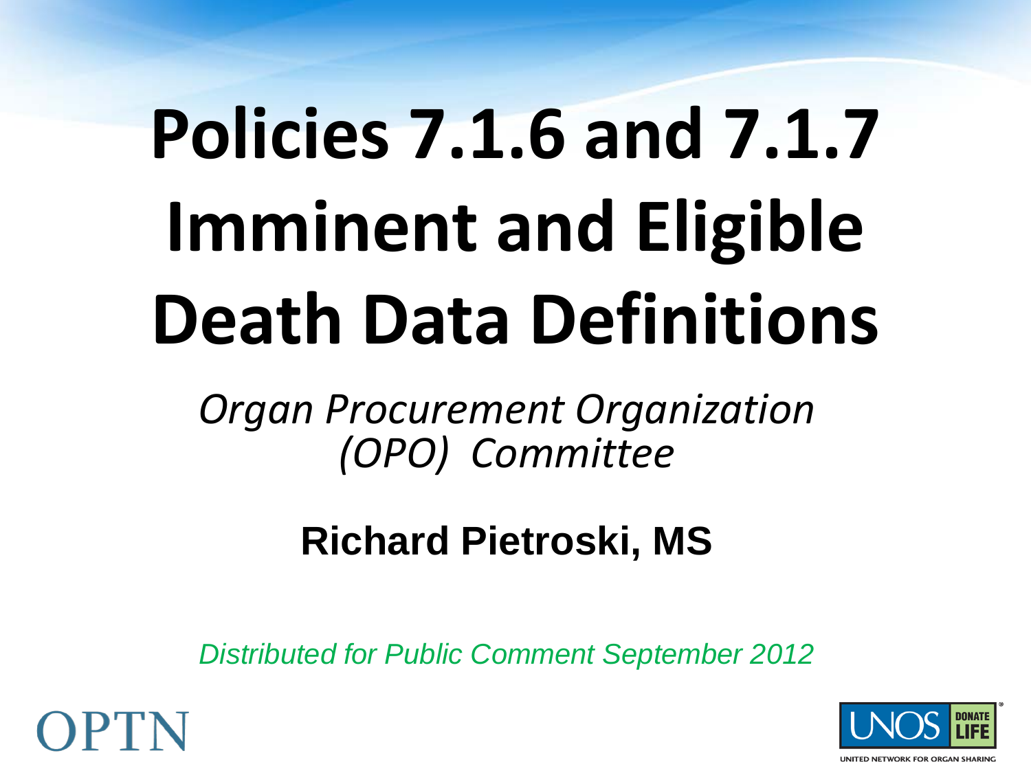# Policies 7.1.6 and 7.1.7 Imminent and Eligible Death Data Definitions

*Organ Procurement Organization (OPO) Committee*

**Richard Pietroski, MS**

*Distributed for Public Comment September 2012*

OPTN

UNOS DONATE LIFE

UNITED NETWORK FOR ORGAN SHARING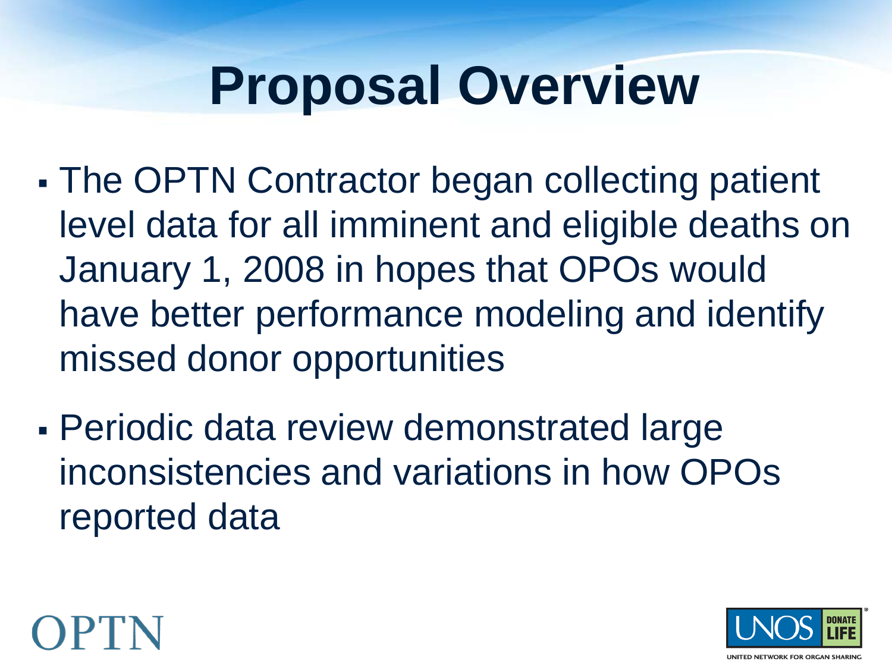# Proposal Overview

- The OPTN Contractor began collecting patient level data for all imminent and eligible deaths on January 1, 2008 in hopes that OPOs would have better performance modeling and identify missed donor opportunities
- Periodic data review demonstrated large inconsistencies and variations in how OPOs reported data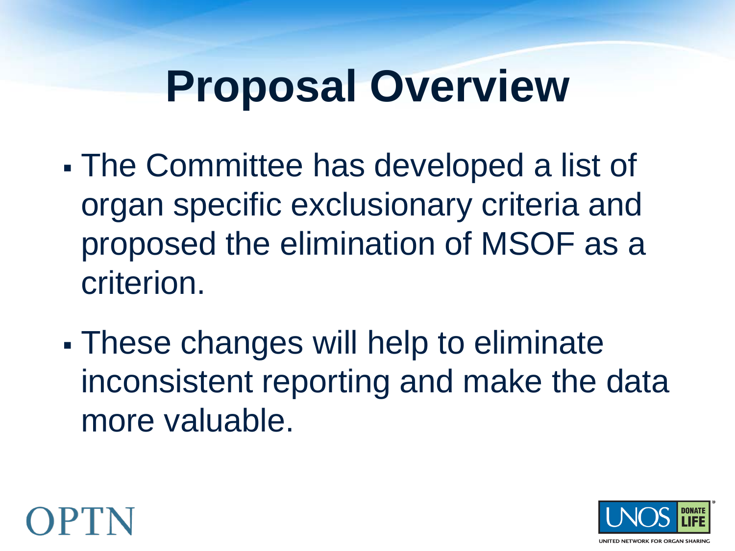# Proposal Overview

- The Committee has developed a list of organ specific exclusionary criteria and proposed the elimination of MSOF as a criterion.
- These changes will help to eliminate inconsistent reporting and make the data more valuable.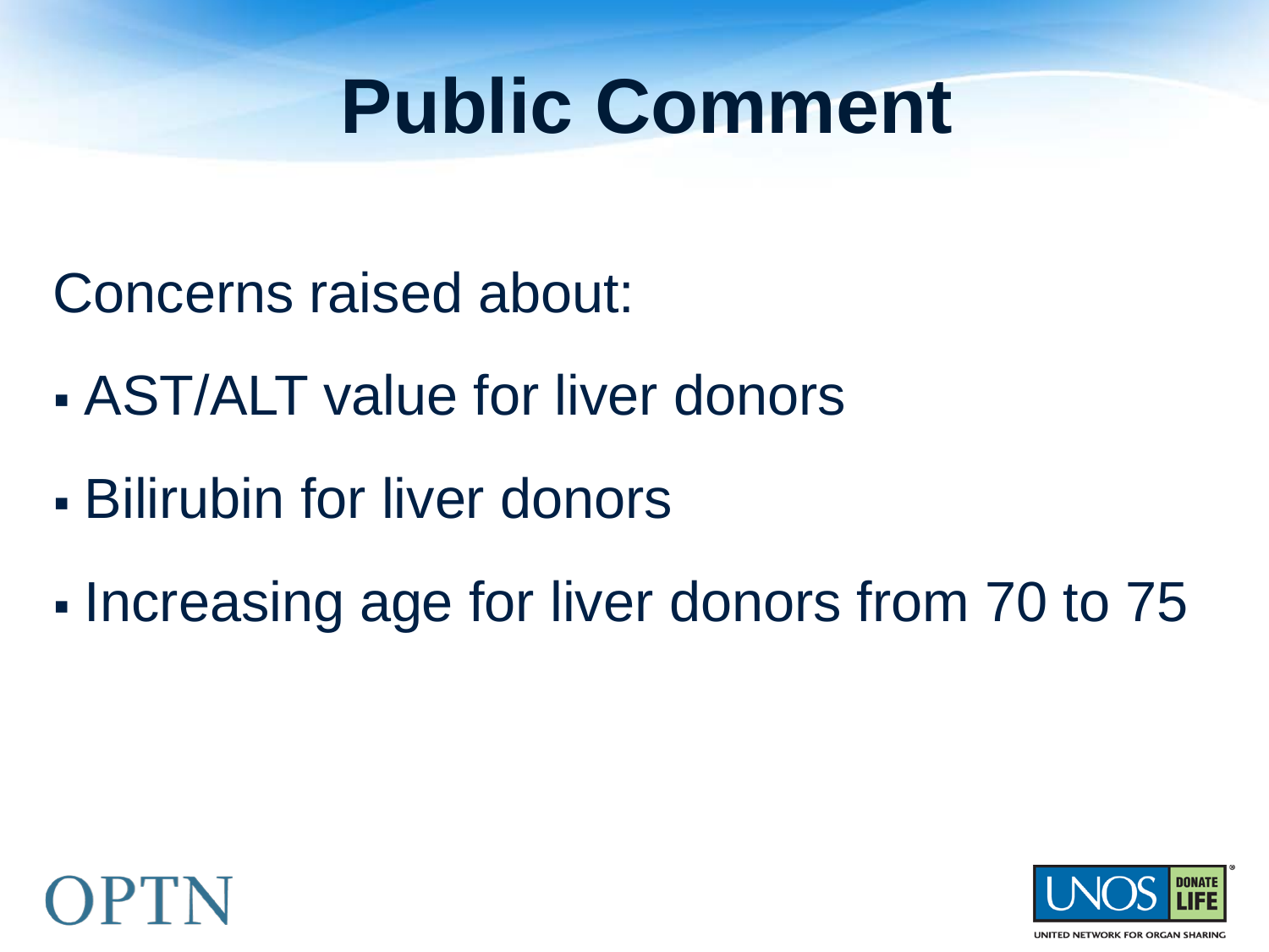# Public Comment

Concerns raised about:

- AST/ALT value for liver donors
- Bilirubin for liver donors
- Increasing age for liver donors from 70 to 75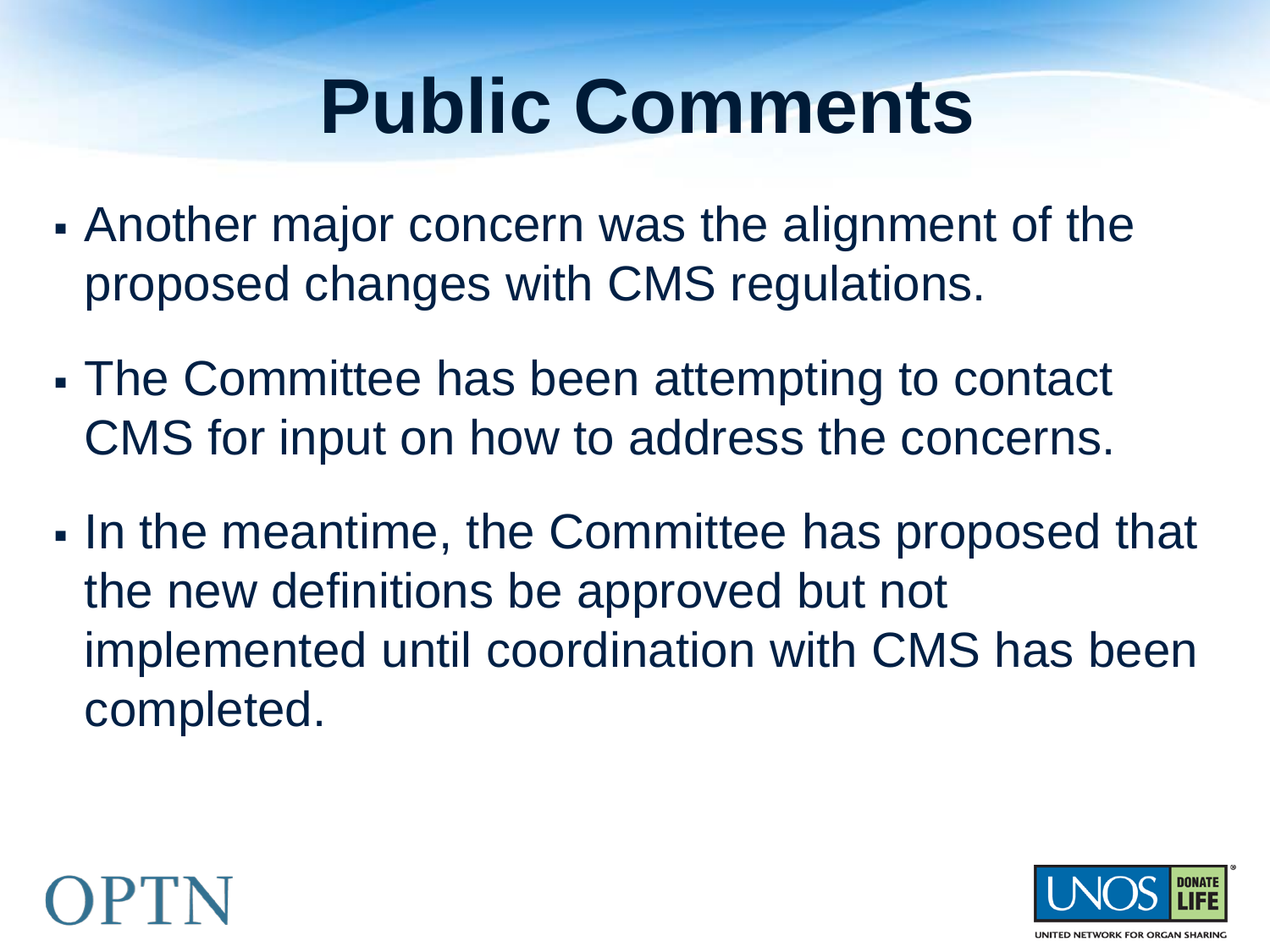# Public Comments

- Another major concern was the alignment of the proposed changes with CMS regulations.
- The Committee has been attempting to contact CMS for input on how to address the concerns.
- In the meantime, the Committee has proposed that the new definitions be approved but not implemented until coordination with CMS has been completed.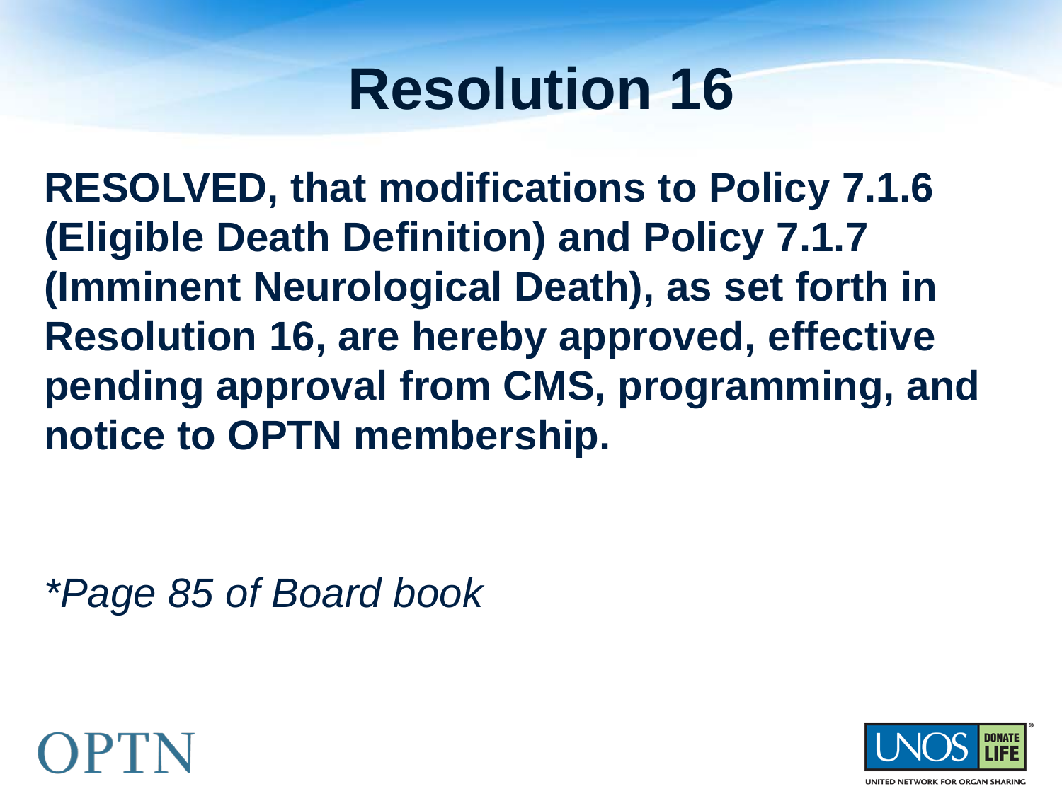# Resolution 16

**RESOLVED, that modifications to Policy 7.1.6 (Eligible Death Definition) and Policy 7.1.7 (Imminent Neurological Death), as set forth in Resolution 16, are hereby approved, effective pending approval from CMS, programming, and notice to OPTN membership.**

*\*Page 85 of Board book*

OPTN

UNOS DONATE LIFE

UNITED NETWORK FOR ORGAN SHARING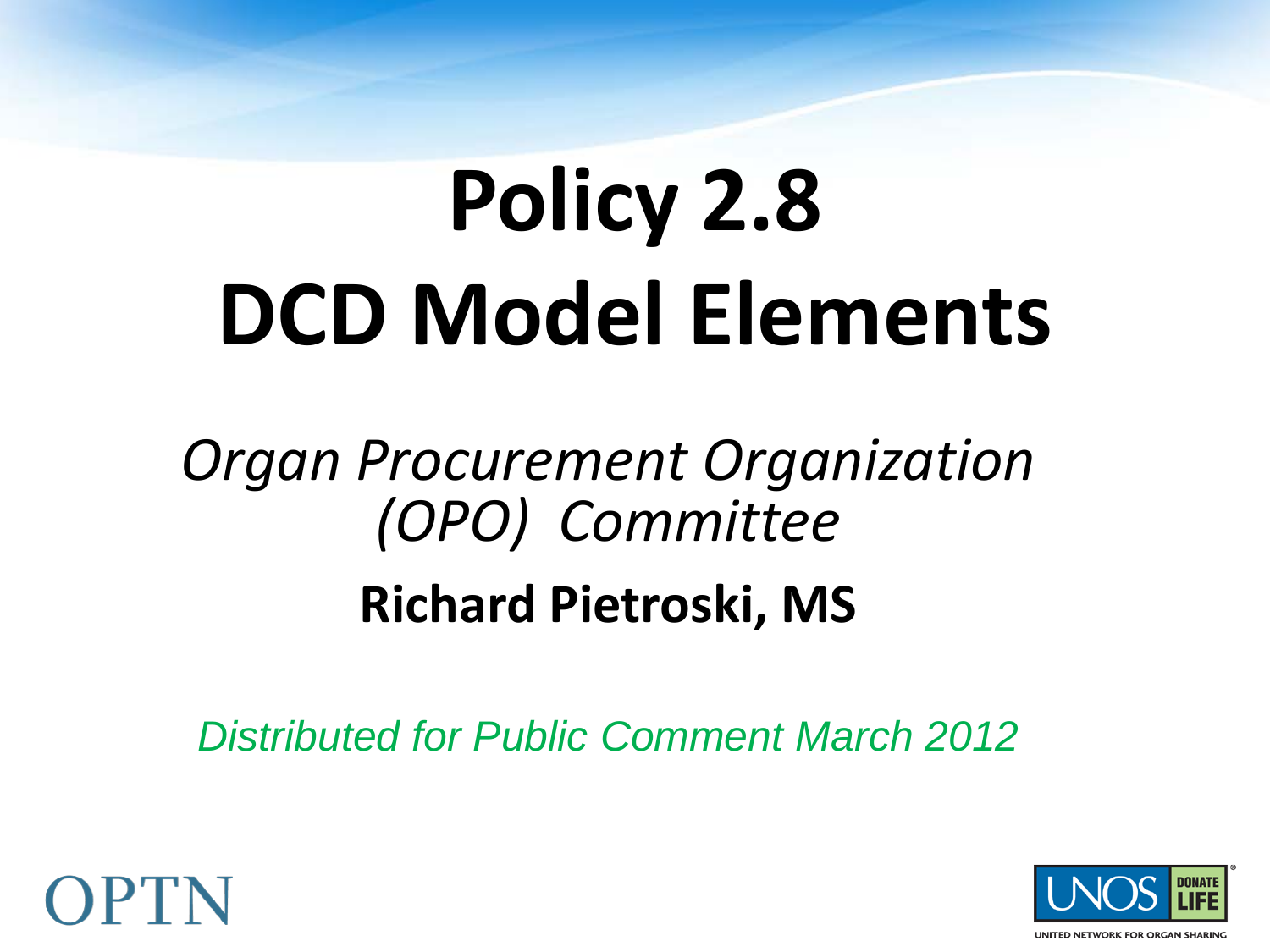# Policy 2.8 DCD Model Elements

*Organ Procurement Organization (OPO) Committee*

**Richard Pietroski, MS**

*Distributed for Public Comment March 2012*

OPTN

UNOS DONATE LIFE

UNITED NETWORK FOR ORGAN SHARING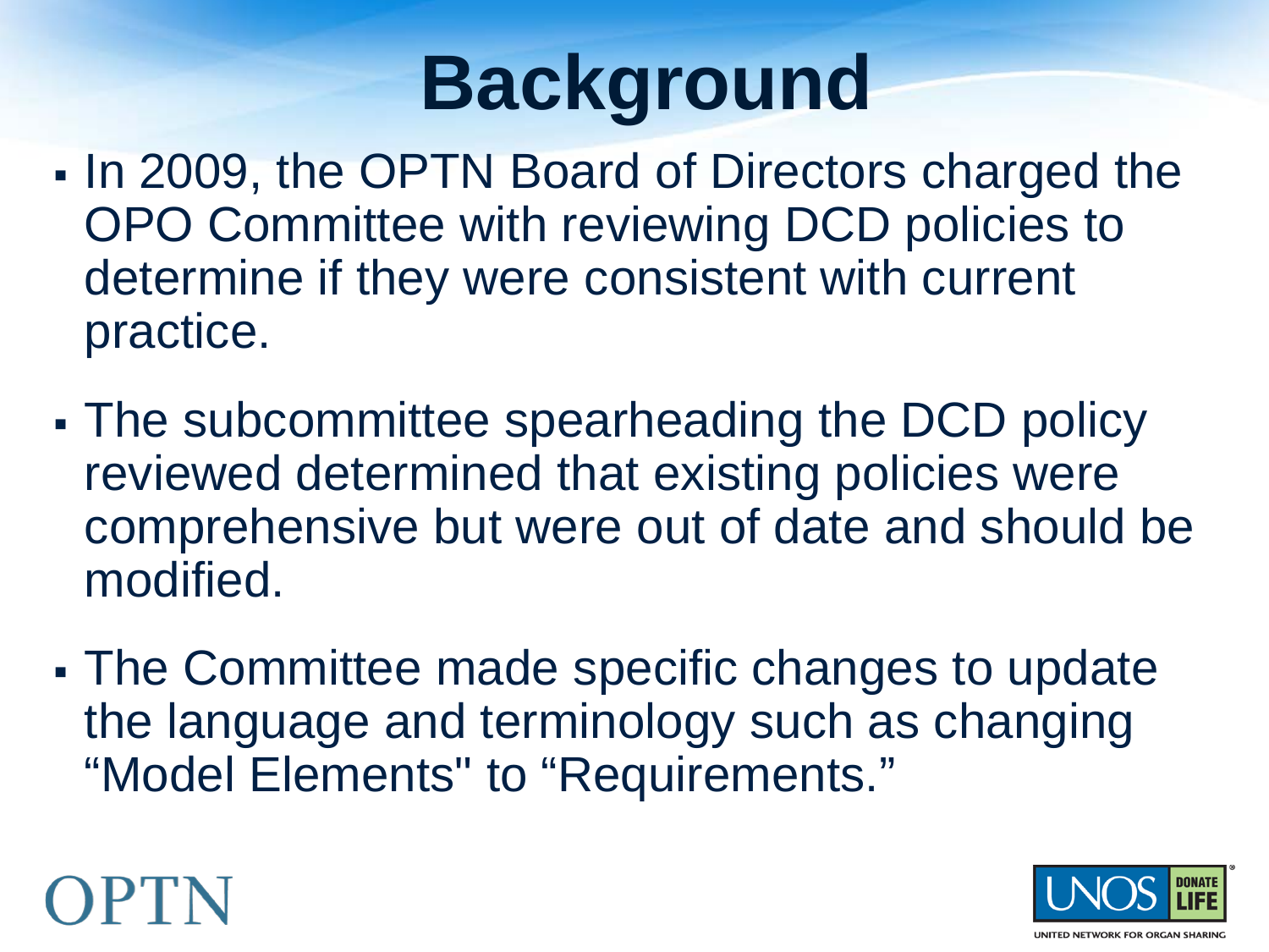# Background

- In 2009, the OPTN Board of Directors charged the OPO Committee with reviewing DCD policies to determine if they were consistent with current practice.
- The subcommittee spearheading the DCD policy reviewed determined that existing policies were comprehensive but were out of date and should be modified.
- The Committee made specific changes to update the language and terminology such as changing "Model Elements" to "Requirements."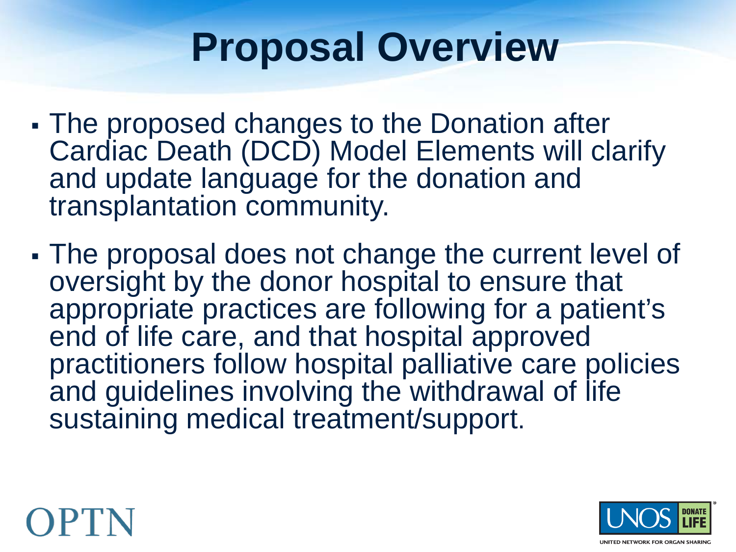# Proposal Overview

- The proposed changes to the Donation after Cardiac Death (DCD) Model Elements will clarify and update language for the donation and transplantation community.
- The proposal does not change the current level of oversight by the donor hospital to ensure that appropriate practices are following for a patient's end of life care, and that hospital approved practitioners follow hospital palliative care policies and guidelines involving the withdrawal of life sustaining medical treatment/support.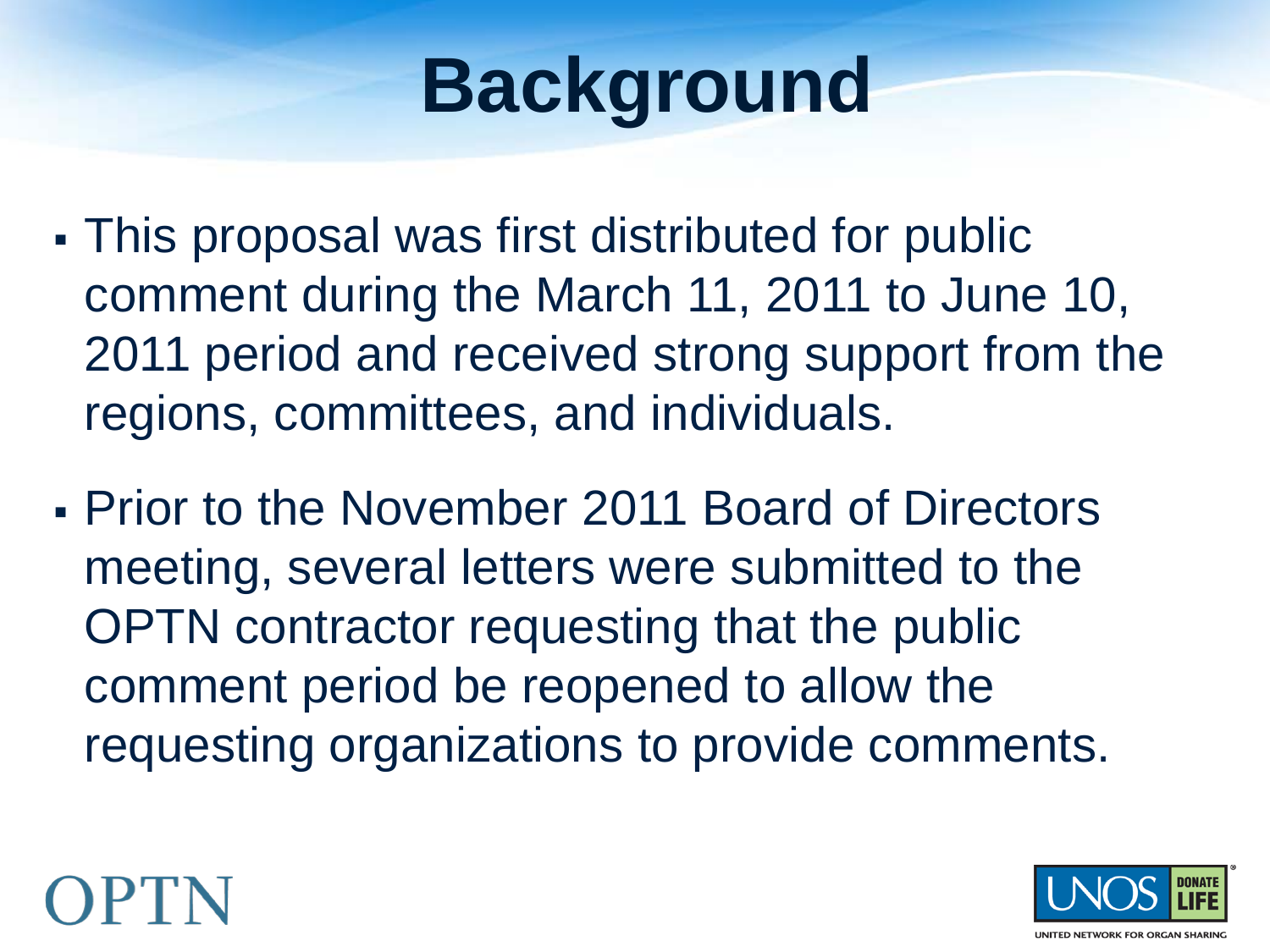# Background

- This proposal was first distributed for public comment during the March 11, 2011 to June 10, 2011 period and received strong support from the regions, committees, and individuals.
- Prior to the November 2011 Board of Directors meeting, several letters were submitted to the OPTN contractor requesting that the public comment period be reopened to allow the requesting organizations to provide comments.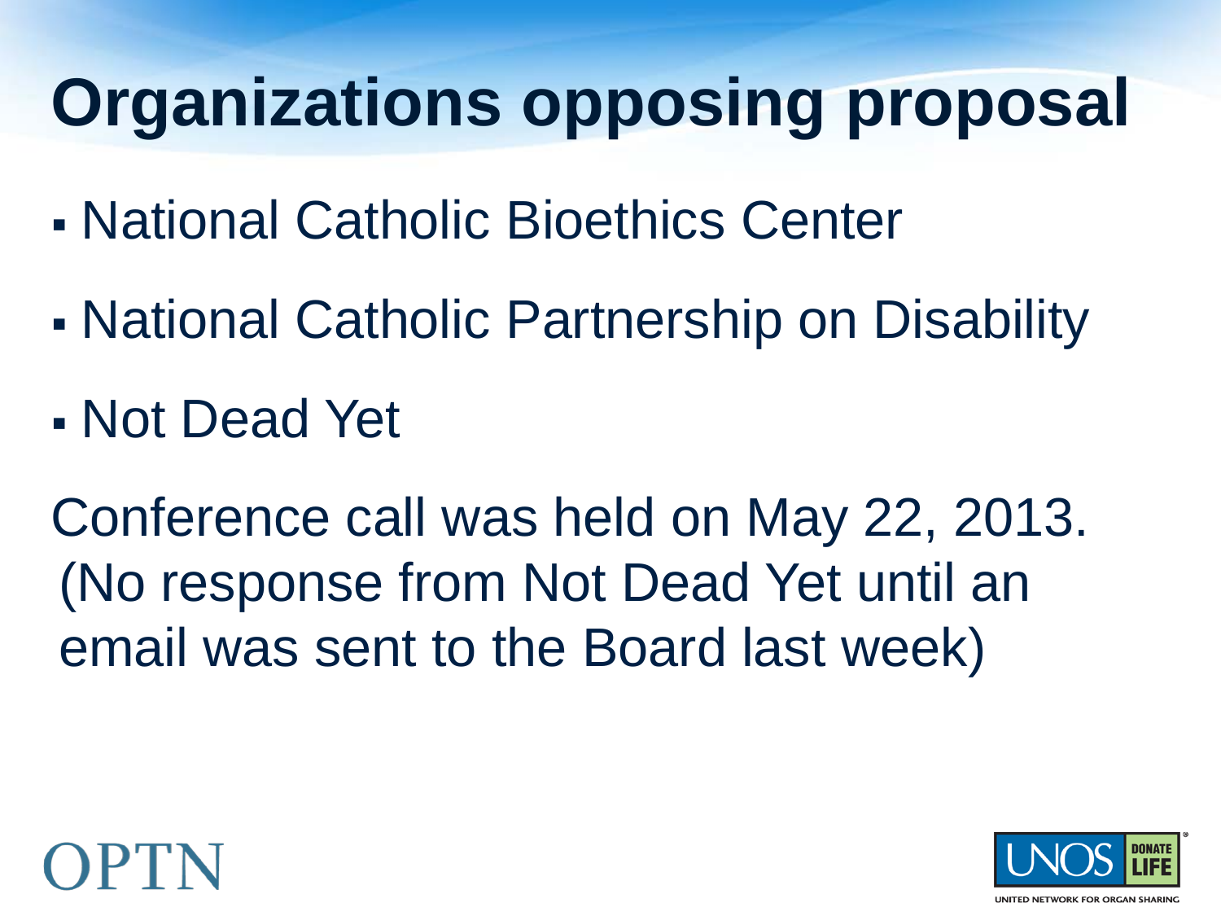# Organizations opposing proposal

- National Catholic Bioethics Center
- National Catholic Partnership on Disability
- Not Dead Yet

Conference call was held on May 22, 2013.
(No response from Not Dead Yet until an email was sent to the Board last week)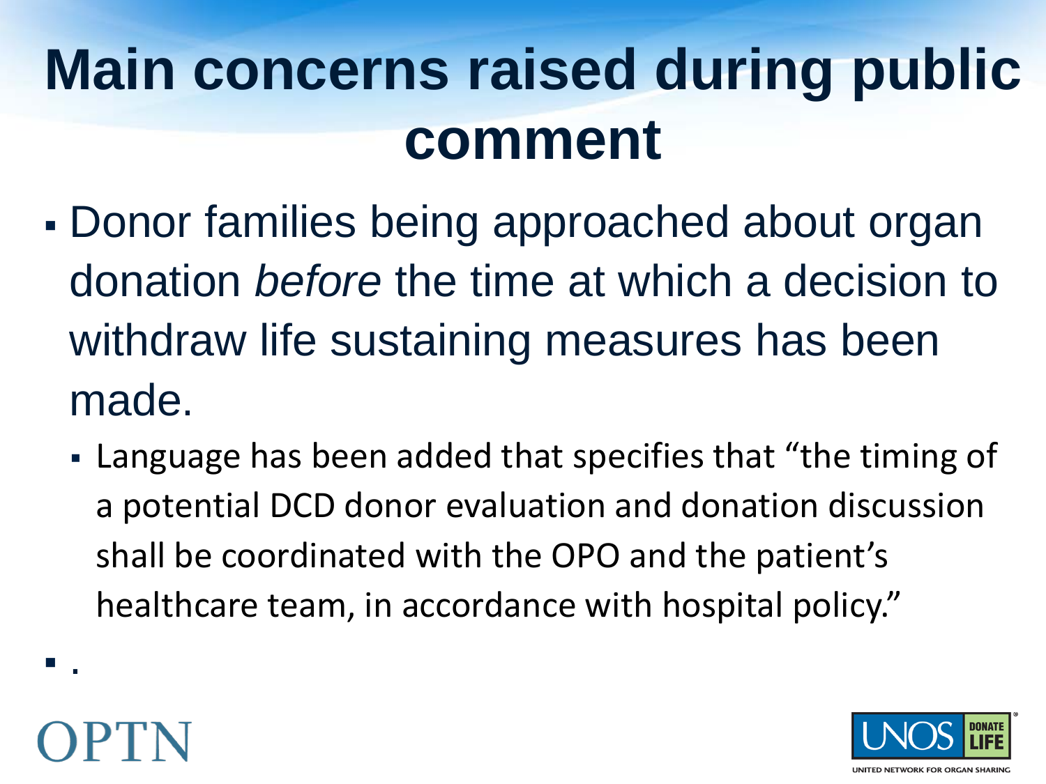# Main concerns raised during public comment

- Donor families being approached about organ donation *before* the time at which a decision to withdraw life sustaining measures has been made.
  - Language has been added that specifies that "the timing of a potential DCD donor evaluation and donation discussion shall be coordinated with the OPO and the patient's healthcare team, in accordance with hospital policy."
- .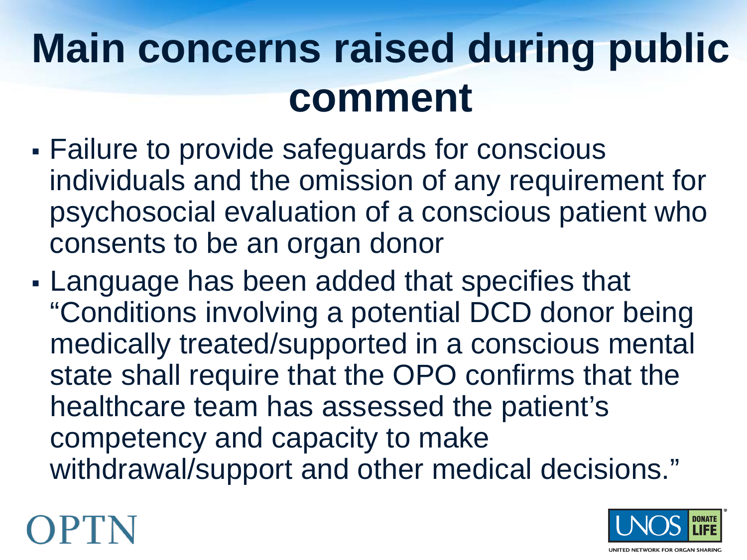# Main concerns raised during public comment

- Failure to provide safeguards for conscious individuals and the omission of any requirement for psychosocial evaluation of a conscious patient who consents to be an organ donor
- Language has been added that specifies that "Conditions involving a potential DCD donor being medically treated/supported in a conscious mental state shall require that the OPO confirms that the healthcare team has assessed the patient's competency and capacity to make withdrawal/support and other medical decisions."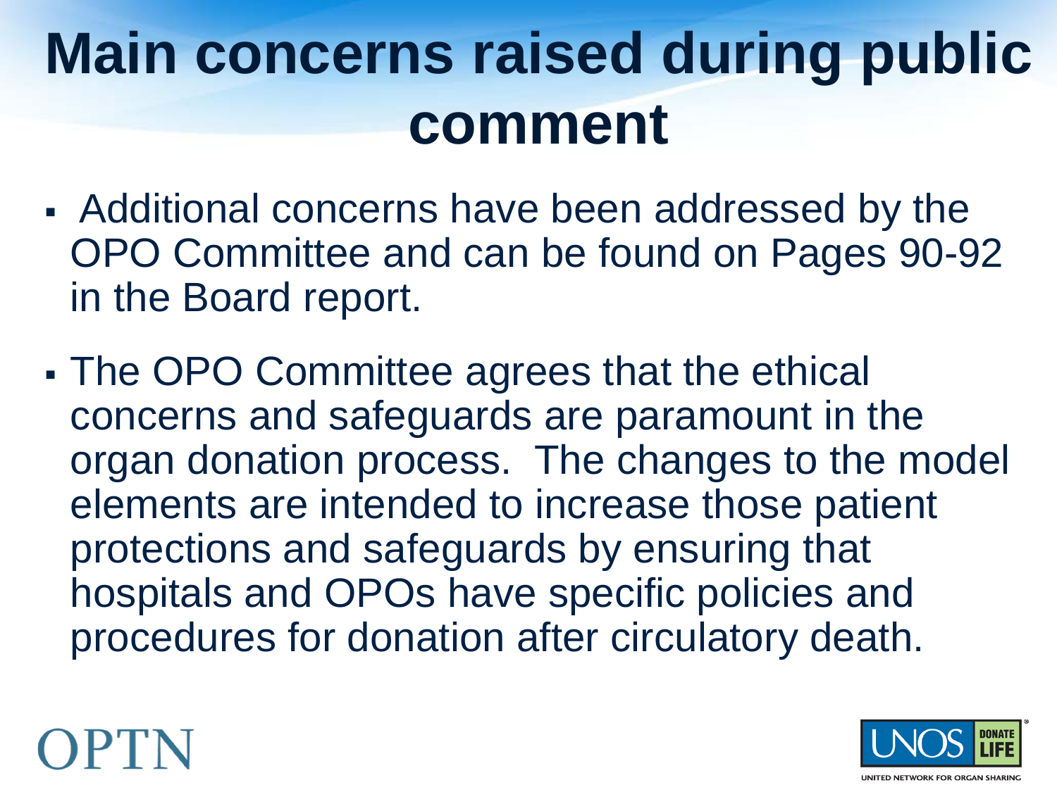# Main concerns raised during public comment

- Additional concerns have been addressed by the OPO Committee and can be found on Pages 90-92 in the Board report.
- The OPO Committee agrees that the ethical concerns and safeguards are paramount in the organ donation process. The changes to the model elements are intended to increase those patient protections and safeguards by ensuring that hospitals and OPOs have specific policies and procedures for donation after circulatory death.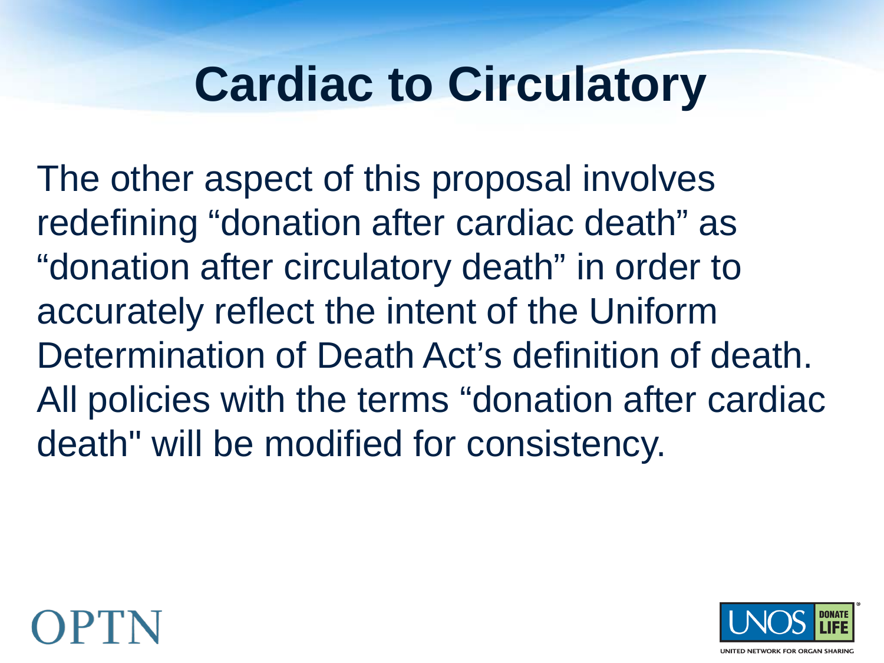# Cardiac to Circulatory

The other aspect of this proposal involves redefining “donation after cardiac death” as “donation after circulatory death” in order to accurately reflect the intent of the Uniform Determination of Death Act’s definition of death. All policies with the terms “donation after cardiac death" will be modified for consistency.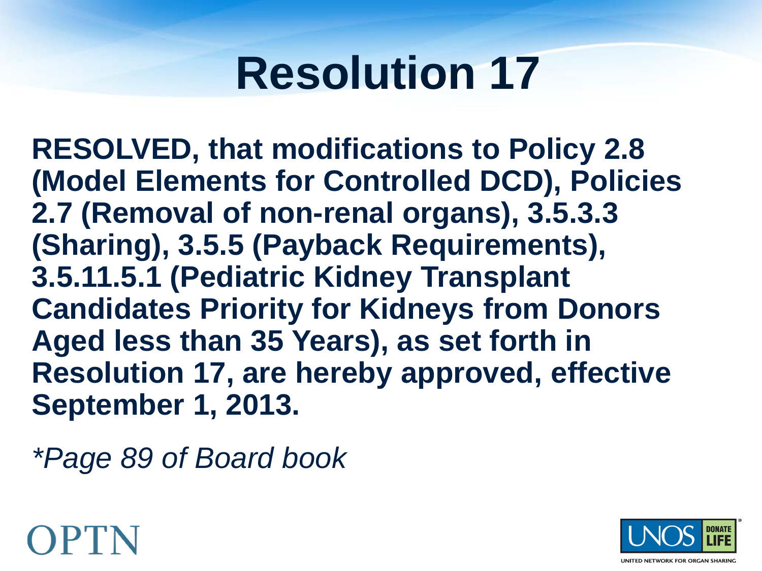# Resolution 17

**RESOLVED, that modifications to Policy 2.8 (Model Elements for Controlled DCD), Policies 2.7 (Removal of non-renal organs), 3.5.3.3 (Sharing), 3.5.5 (Payback Requirements), 3.5.11.5.1 (Pediatric Kidney Transplant Candidates Priority for Kidneys from Donors Aged less than 35 Years), as set forth in Resolution 17, are hereby approved, effective September 1, 2013.**

*\*Page 89 of Board book*